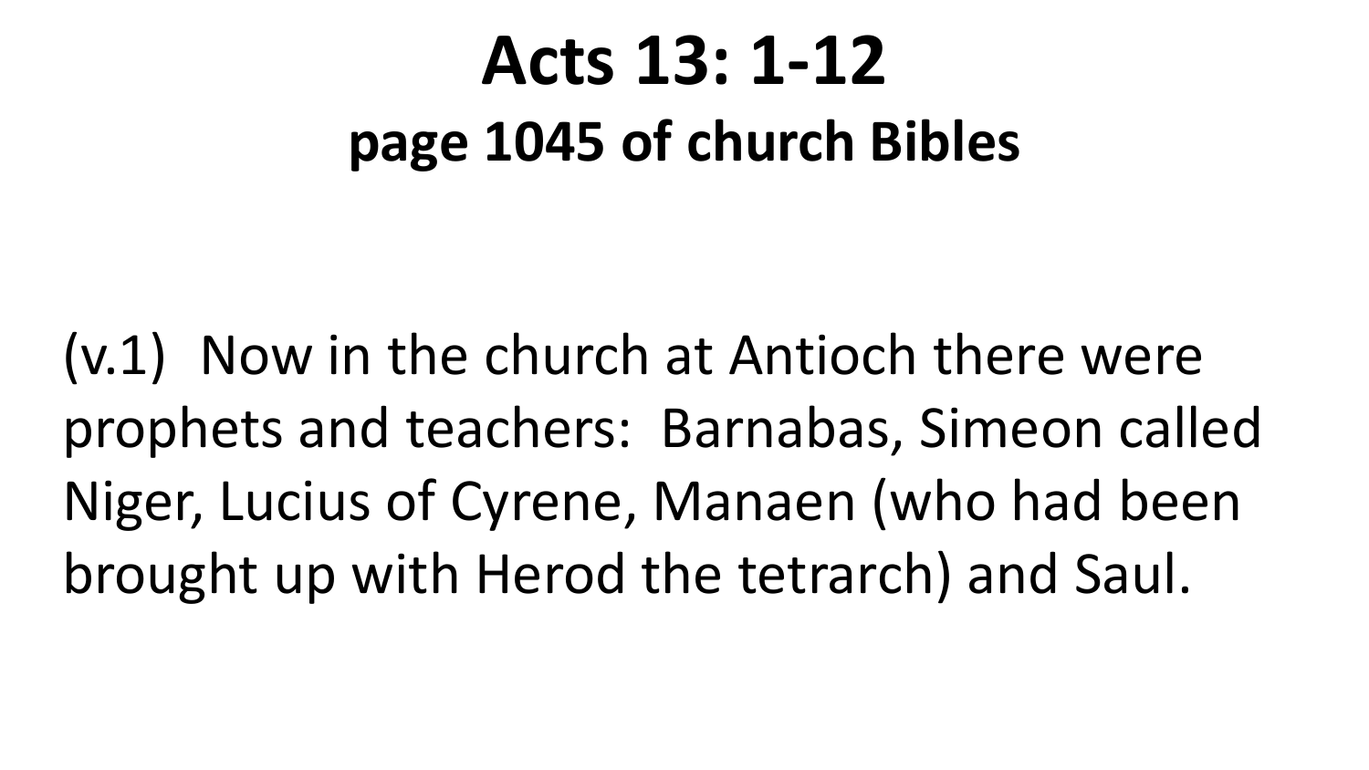# Acts 13: 1-12

## page 1045 of church Bibles

(v.1) Now in the church at Antioch there were prophets and teachers: Barnabas, Simeon called Niger, Lucius of Cyrene, Manaen (who had been brought up with Herod the tetrarch) and Saul.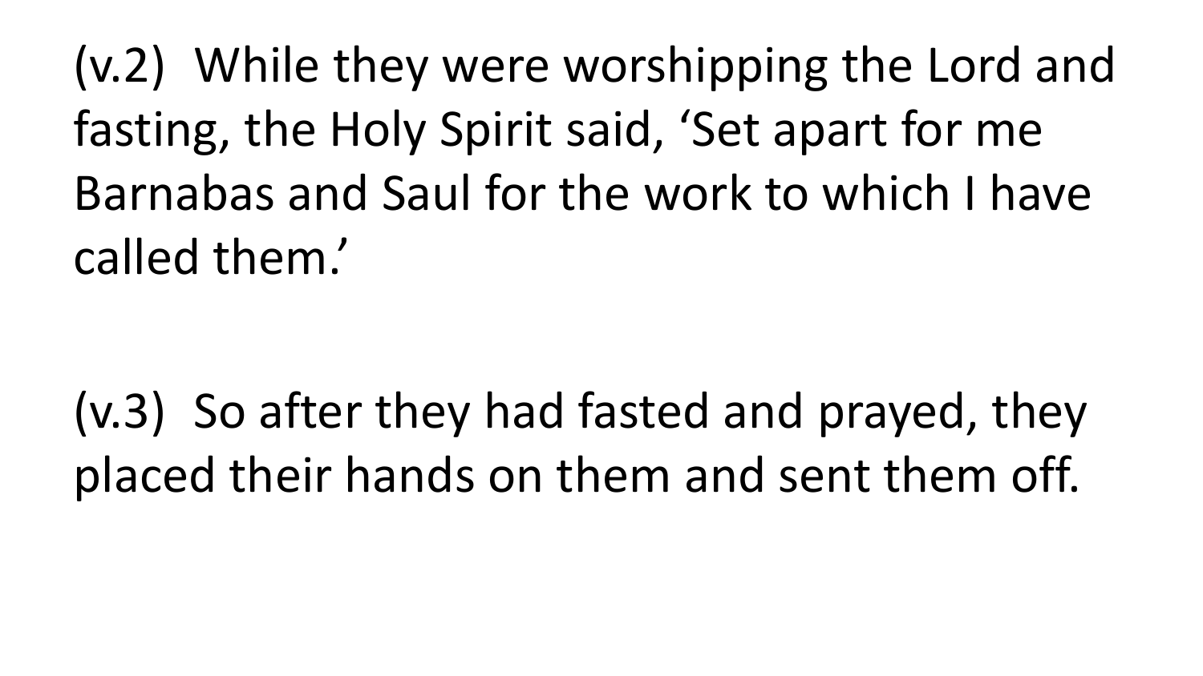(v.2) While they were worshipping the Lord and fasting, the Holy Spirit said, ‘Set apart for me Barnabas and Saul for the work to which I have called them.’

(v.3) So after they had fasted and prayed, they placed their hands on them and sent them off.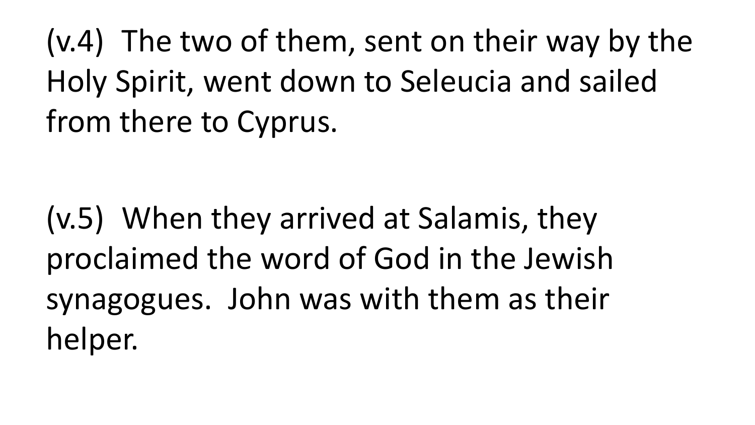(v.4)  The two of them, sent on their way by the Holy Spirit, went down to Seleucia and sailed from there to Cyprus.

(v.5)  When they arrived at Salamis, they proclaimed the word of God in the Jewish synagogues.  John was with them as their helper.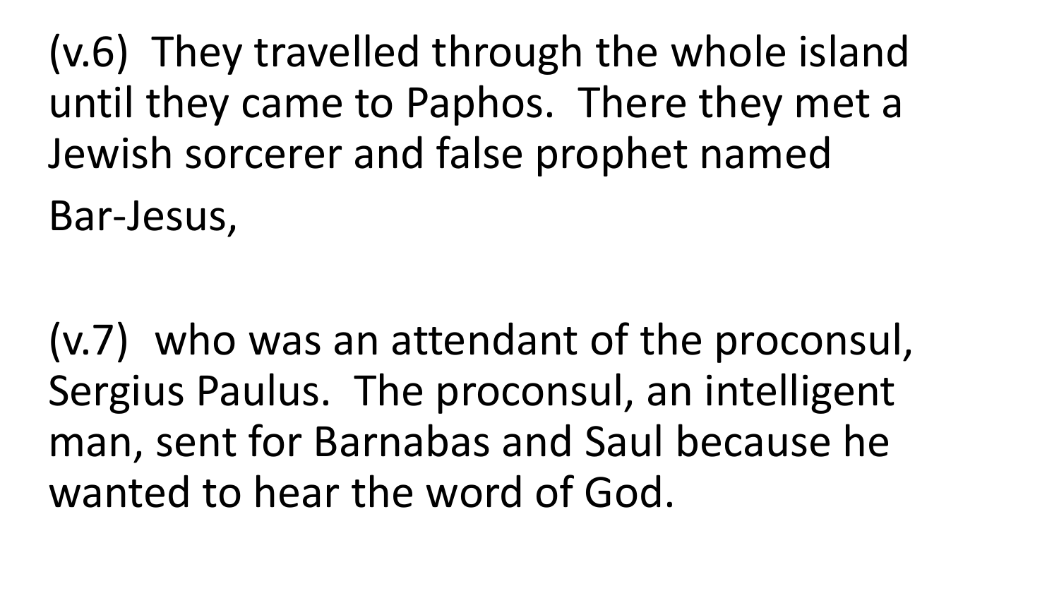(v.6) They travelled through the whole island until they came to Paphos. There they met a Jewish sorcerer and false prophet named Bar-Jesus,

(v.7) who was an attendant of the proconsul, Sergius Paulus. The proconsul, an intelligent man, sent for Barnabas and Saul because he wanted to hear the word of God.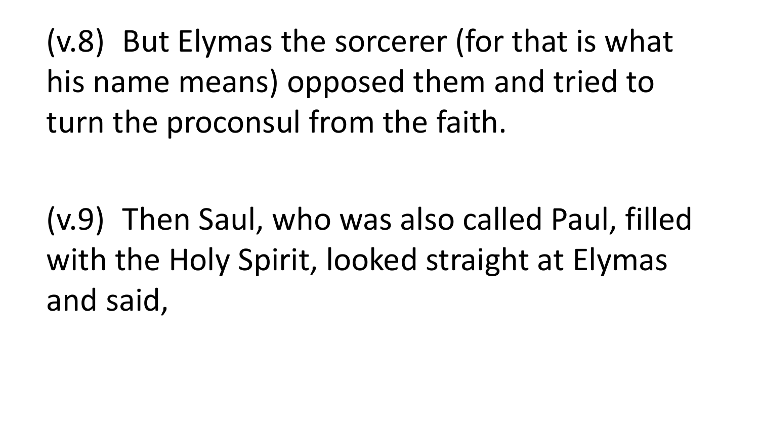(v.8)  But Elymas the sorcerer (for that is what his name means) opposed them and tried to turn the proconsul from the faith.

(v.9)  Then Saul, who was also called Paul, filled with the Holy Spirit, looked straight at Elymas and said,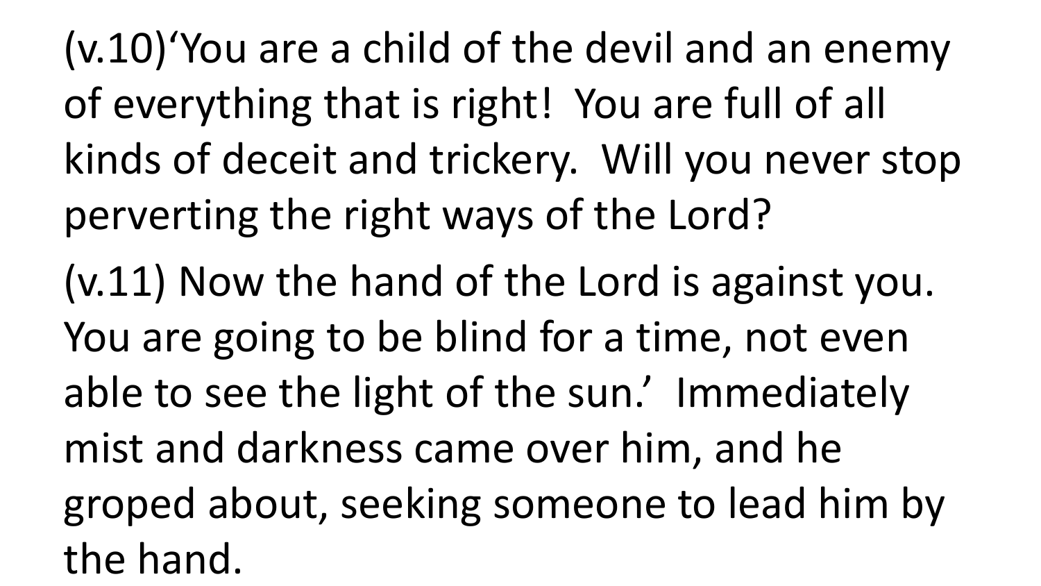(v.10)‘You are a child of the devil and an enemy of everything that is right! You are full of all kinds of deceit and trickery. Will you never stop perverting the right ways of the Lord?

(v.11) Now the hand of the Lord is against you. You are going to be blind for a time, not even able to see the light of the sun.’ Immediately mist and darkness came over him, and he groped about, seeking someone to lead him by the hand.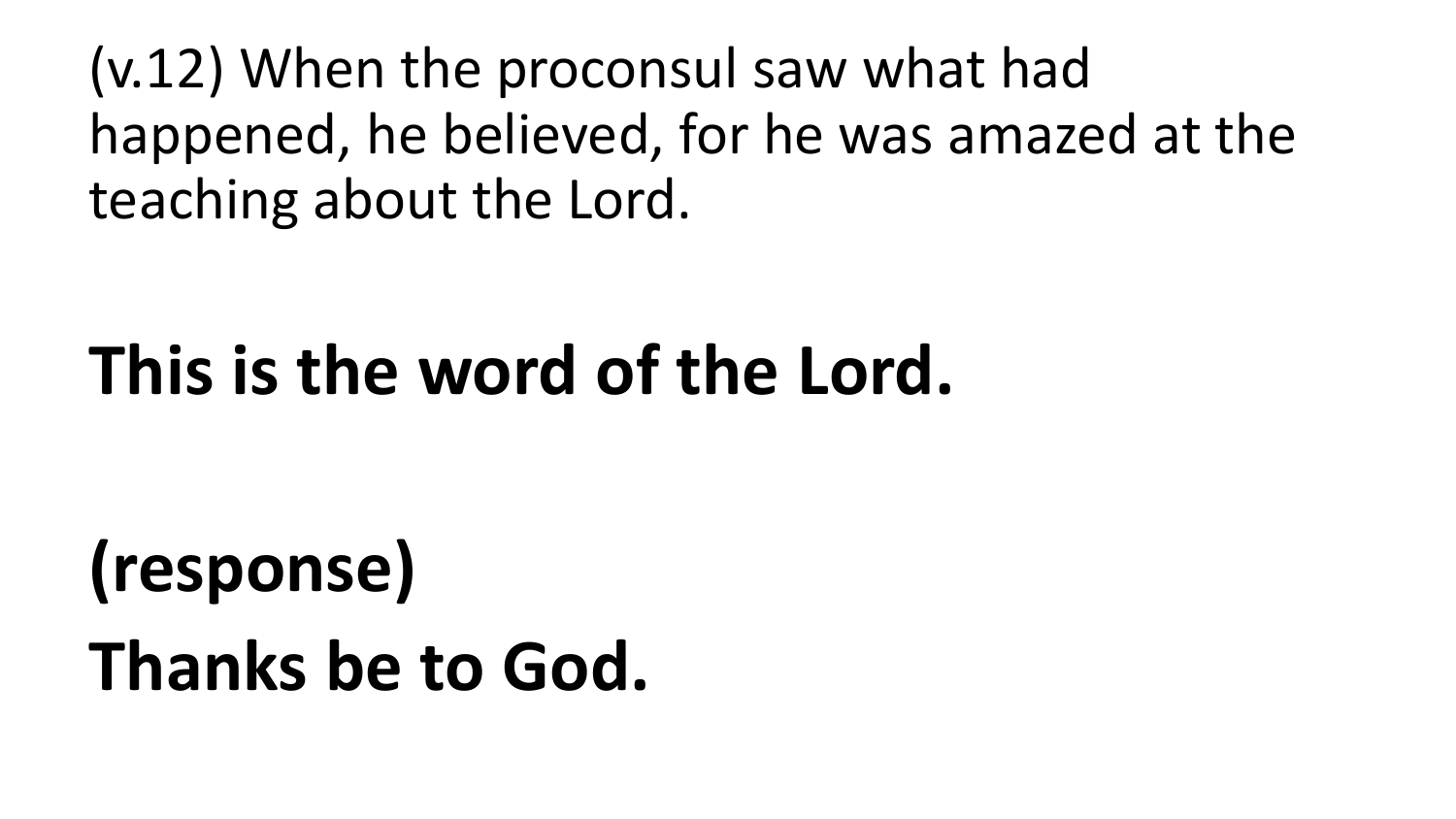(v.12) When the proconsul saw what had happened, he believed, for he was amazed at the teaching about the Lord.

**This is the word of the Lord.**

**(response)**

**Thanks be to God.**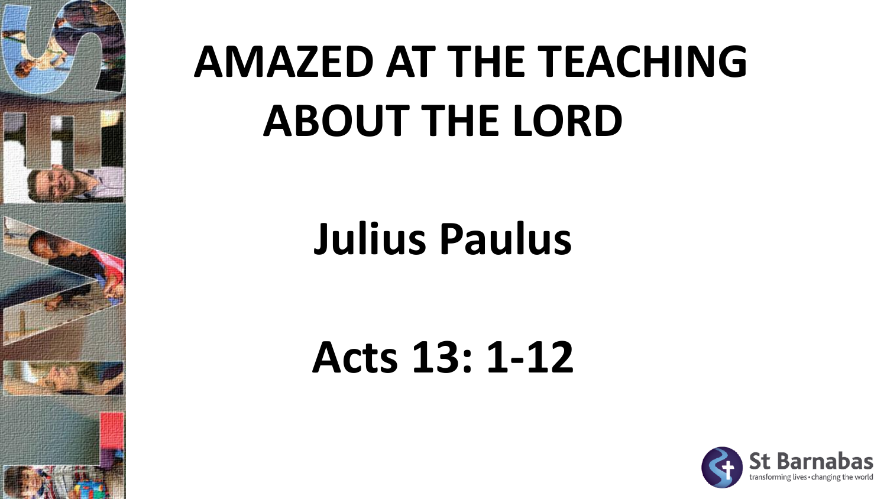# AMAZED AT THE TEACHING ABOUT THE LORD

## Julius Paulus

## Acts 13: 1-12

St Barnabas
transforming lives • changing the world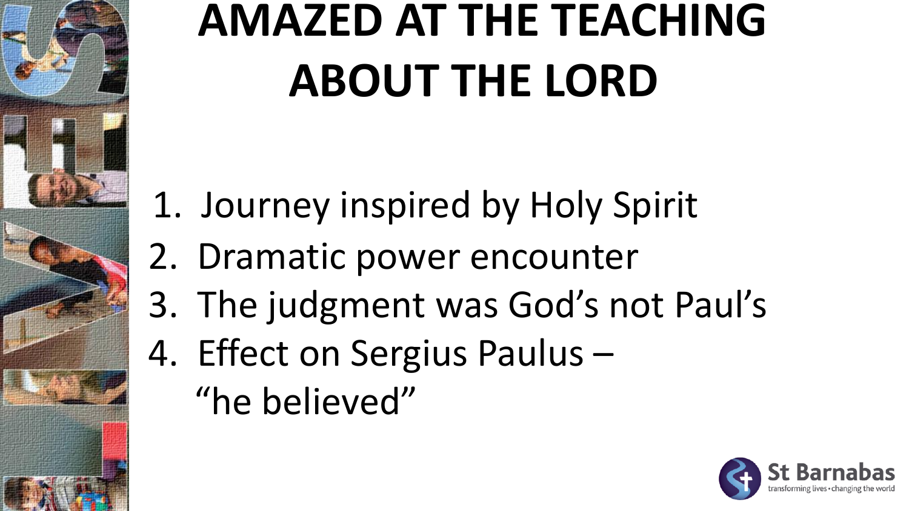# AMAZED AT THE TEACHING ABOUT THE LORD

1. Journey inspired by Holy Spirit
2. Dramatic power encounter
3. The judgment was God's not Paul's
4. Effect on Sergius Paulus – "he believed"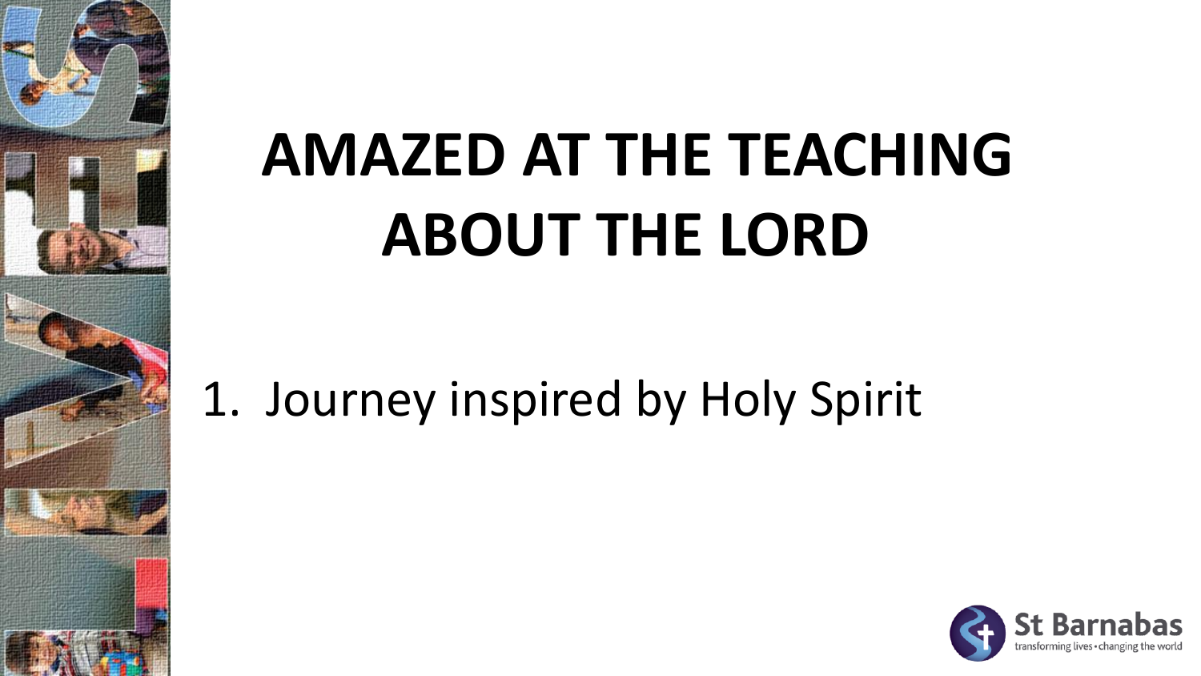# AMAZED AT THE TEACHING ABOUT THE LORD

1. Journey inspired by Holy Spirit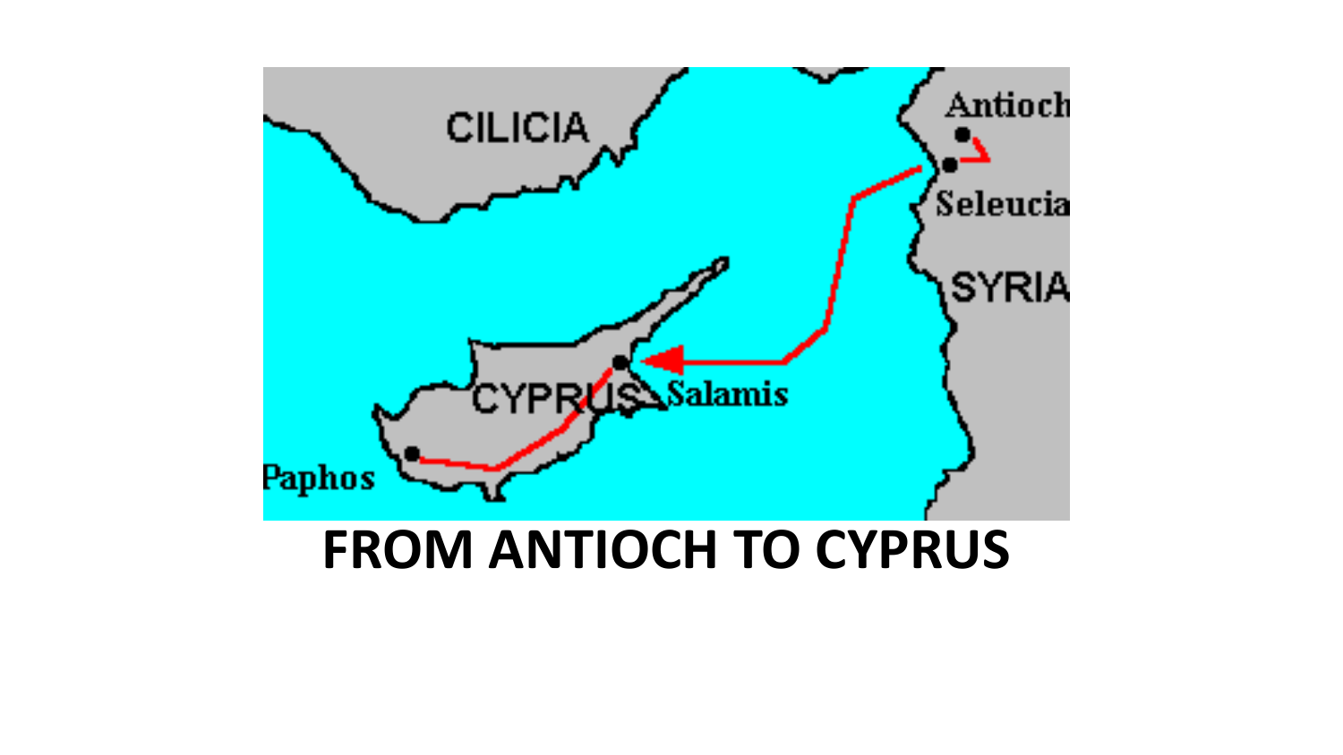# FROM ANTIOCH TO CYPRUS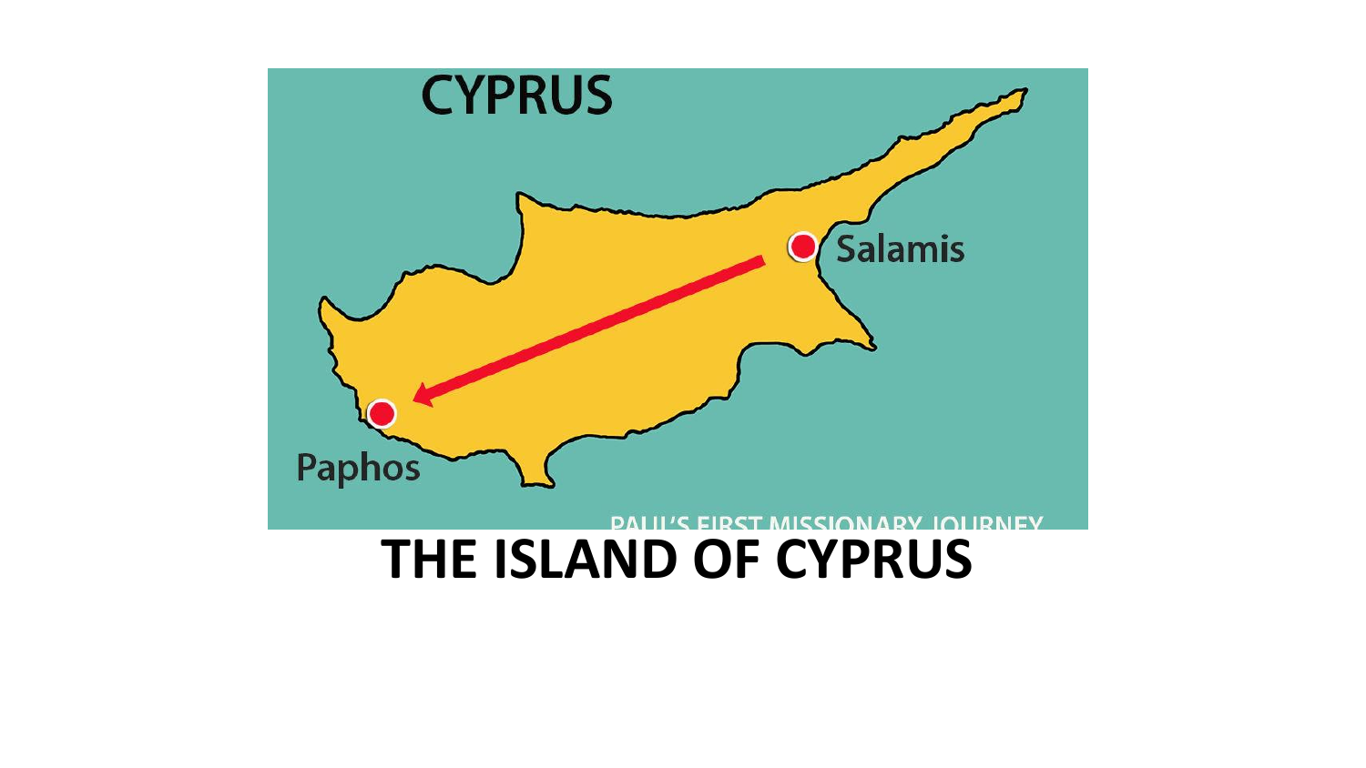CYPRUS

Salamis

Paphos

PAUL'S FIRST MISSIONARY JOURNEY

# THE ISLAND OF CYPRUS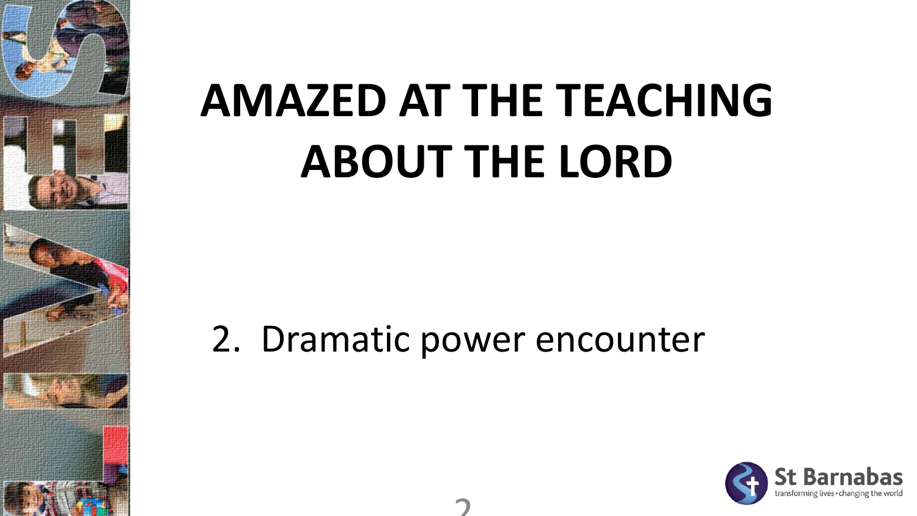# AMAZED AT THE TEACHING ABOUT THE LORD

2. Dramatic power encounter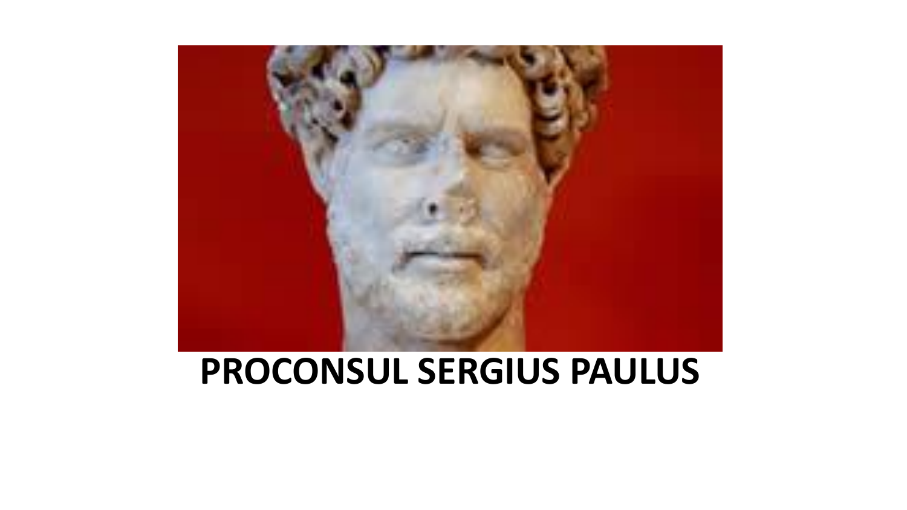**PROCONSUL SERGIUS PAULUS**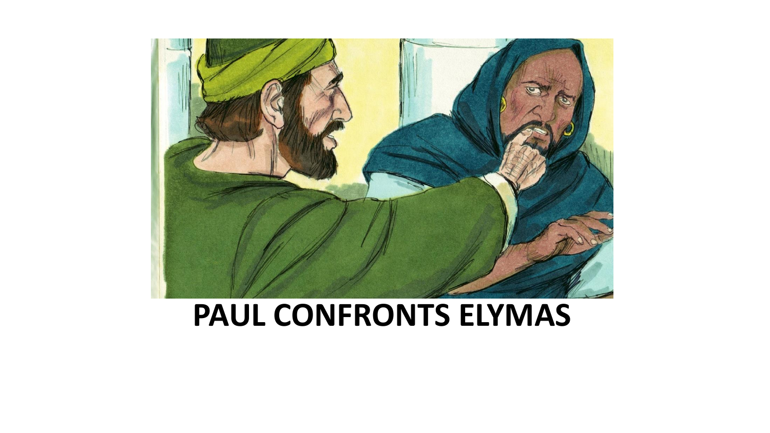**PAUL CONFRONTS ELYMAS**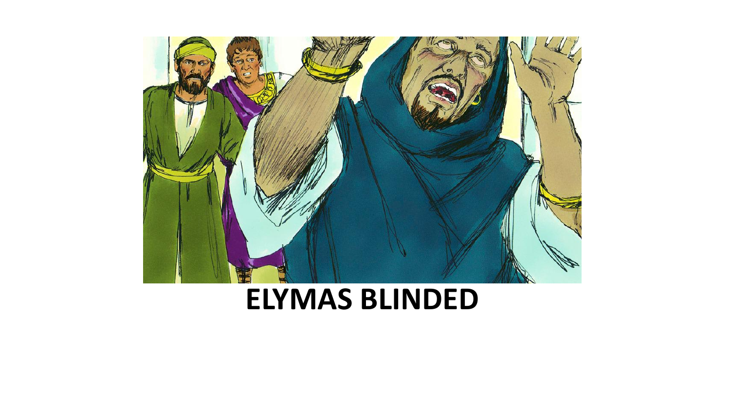**ELYMAS BLINDED**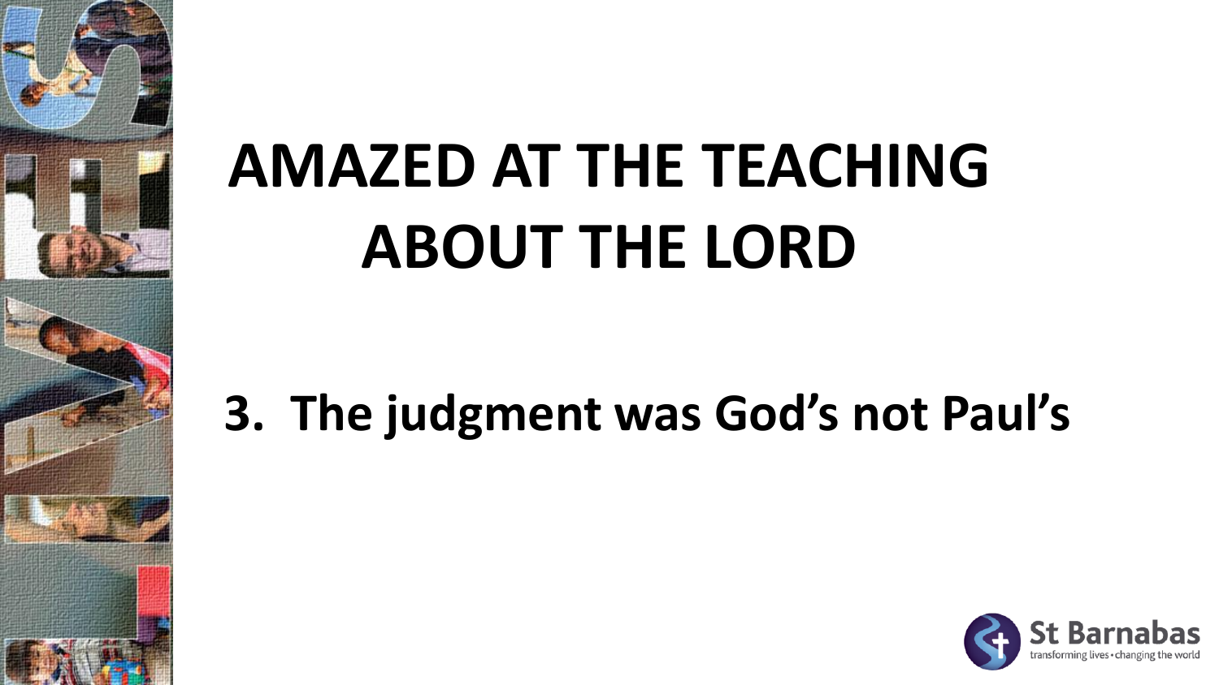# AMAZED AT THE TEACHING ABOUT THE LORD

3. The judgment was God's not Paul's

St Barnabas
transforming lives • changing the world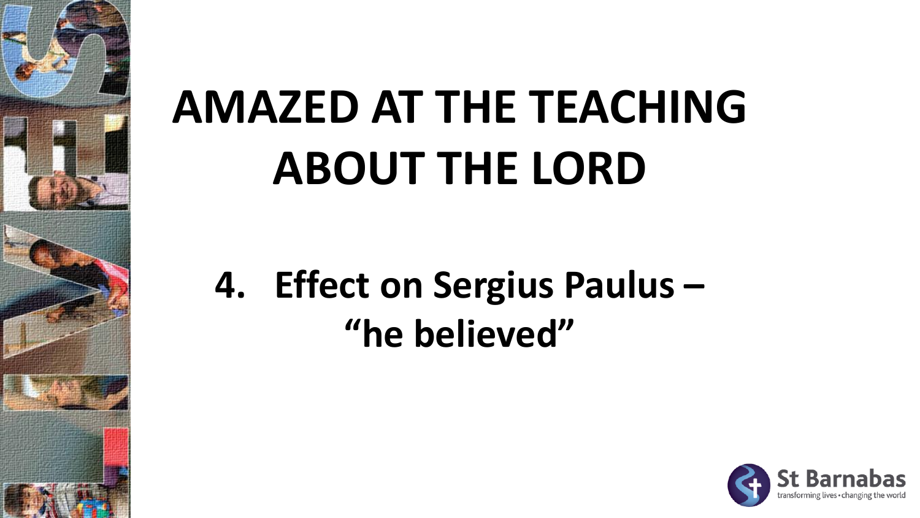# AMAZED AT THE TEACHING ABOUT THE LORD

4. **Effect on Sergius Paulus – "he believed"**